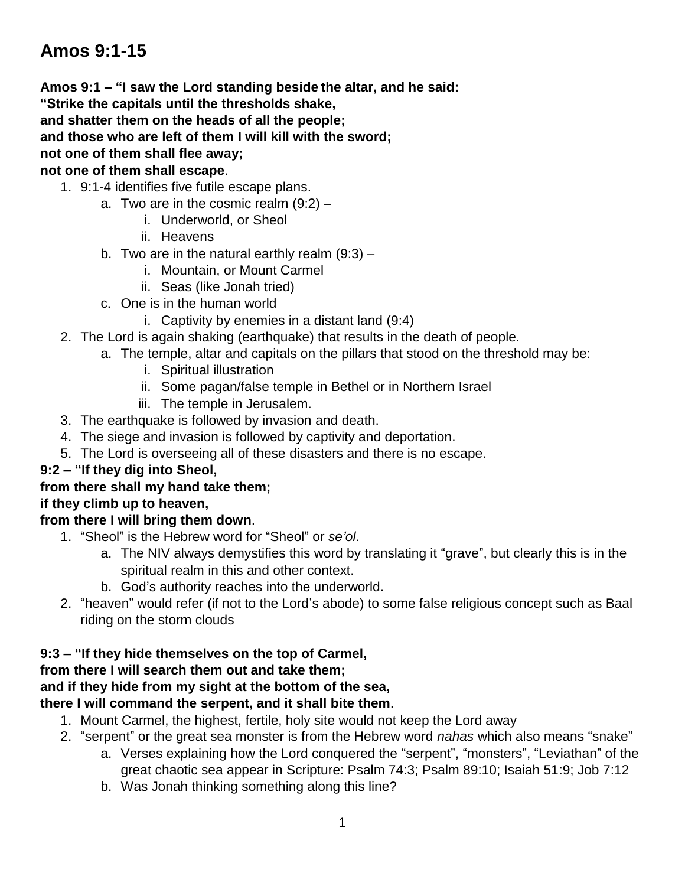# Amos 9:1-15

**Amos 9:1 – "I saw the Lord standing beside the altar, and he said:**
**"Strike the capitals until the thresholds shake,**
**and shatter them on the heads of all the people;**
**and those who are left of them I will kill with the sword;**
**not one of them shall flee away;**
**not one of them shall escape**.

1. 9:1-4 identifies five futile escape plans.
    a. Two are in the cosmic realm (9:2) –
        i. Underworld, or Sheol
        ii. Heavens
    b. Two are in the natural earthly realm (9:3) –
        i. Mountain, or Mount Carmel
        ii. Seas (like Jonah tried)
    c. One is in the human world
        i. Captivity by enemies in a distant land (9:4)
2. The Lord is again shaking (earthquake) that results in the death of people.
    a. The temple, altar and capitals on the pillars that stood on the threshold may be:
        i. Spiritual illustration
        ii. Some pagan/false temple in Bethel or in Northern Israel
        iii. The temple in Jerusalem.
3. The earthquake is followed by invasion and death.
4. The siege and invasion is followed by captivity and deportation.
5. The Lord is overseeing all of these disasters and there is no escape.

**9:2 – "If they dig into Sheol,**
**from there shall my hand take them;**
**if they climb up to heaven,**
**from there I will bring them down**.

1. "Sheol" is the Hebrew word for "Sheol" or *se'ol*.
    a. The NIV always demystifies this word by translating it "grave", but clearly this is in the spiritual realm in this and other context.
    b. God's authority reaches into the underworld.
2. "heaven" would refer (if not to the Lord's abode) to some false religious concept such as Baal riding on the storm clouds

**9:3 – "If they hide themselves on the top of Carmel,**
**from there I will search them out and take them;**
**and if they hide from my sight at the bottom of the sea,**
**there I will command the serpent, and it shall bite them**.

1. Mount Carmel, the highest, fertile, holy site would not keep the Lord away
2. "serpent" or the great sea monster is from the Hebrew word *nahas* which also means "snake"
    a. Verses explaining how the Lord conquered the "serpent", "monsters", "Leviathan" of the great chaotic sea appear in Scripture: Psalm 74:3; Psalm 89:10; Isaiah 51:9; Job 7:12
    b. Was Jonah thinking something along this line?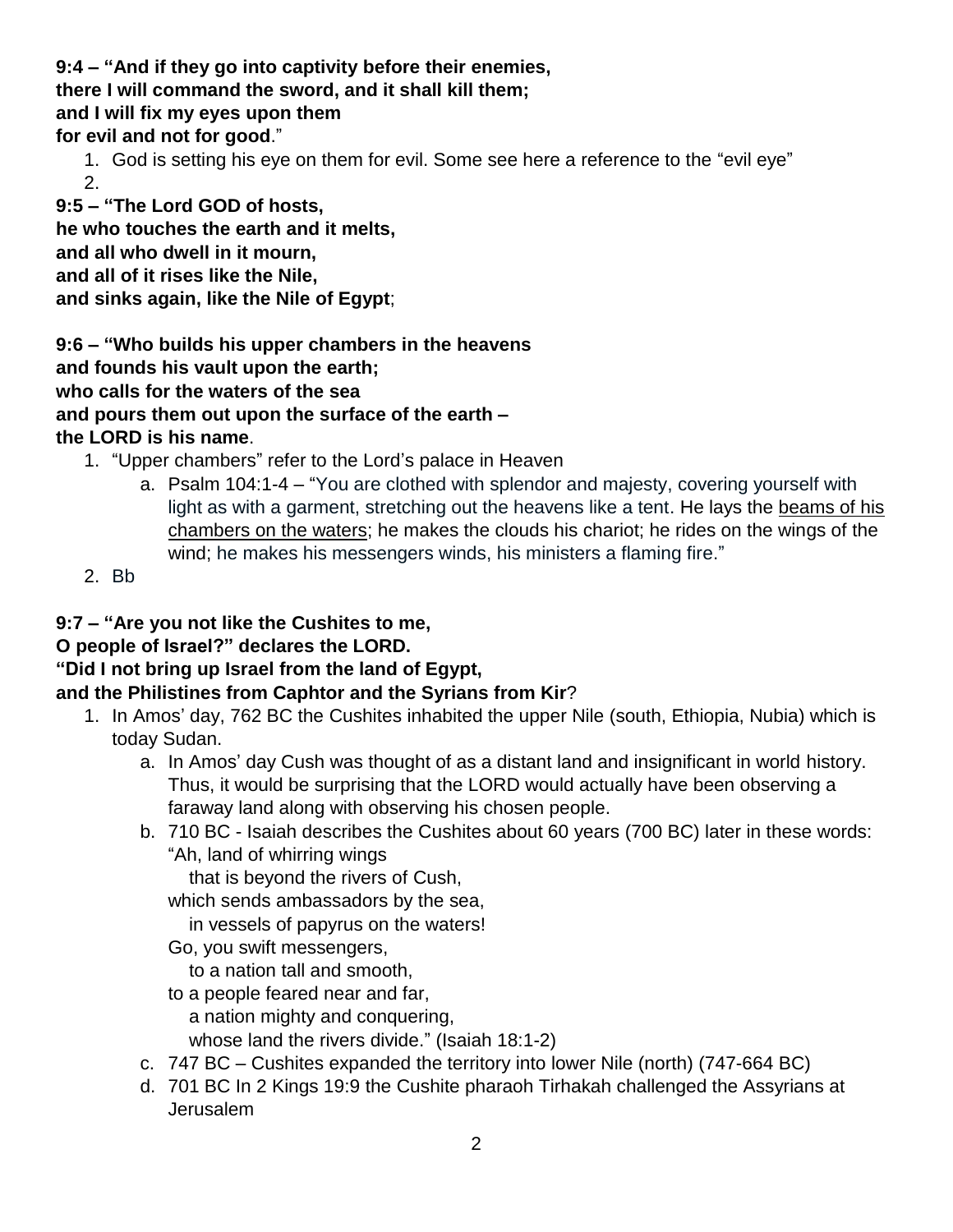**9:4 – "And if they go into captivity before their enemies,**
**there I will command the sword, and it shall kill them;**
**and I will fix my eyes upon them**
**for evil and not for good**."

1. God is setting his eye on them for evil. Some see here a reference to the "evil eye"
2.

**9:5 – "The Lord GOD of hosts,**
**he who touches the earth and it melts,**
**and all who dwell in it mourn,**
**and all of it rises like the Nile,**
**and sinks again, like the Nile of Egypt**;

**9:6 – "Who builds his upper chambers in the heavens**
**and founds his vault upon the earth;**
**who calls for the waters of the sea**
**and pours them out upon the surface of the earth –**
**the LORD is his name**.

1. "Upper chambers" refer to the Lord's palace in Heaven
   a. Psalm 104:1-4 – "You are clothed with splendor and majesty, covering yourself with light as with a garment, stretching out the heavens like a tent. He lays the <u>beams of his chambers on the waters</u>; he makes the clouds his chariot; he rides on the wings of the wind; he makes his messengers winds, his ministers a flaming fire."
2. Bb

**9:7 – "Are you not like the Cushites to me,**
**O people of Israel?" declares the LORD.**
**"Did I not bring up Israel from the land of Egypt,**
**and the Philistines from Caphtor and the Syrians from Kir**?

1. In Amos' day, 762 BC the Cushites inhabited the upper Nile (south, Ethiopia, Nubia) which is today Sudan.
   a. In Amos' day Cush was thought of as a distant land and insignificant in world history. Thus, it would be surprising that the LORD would actually have been observing a faraway land along with observing his chosen people.
   b. 710 BC - Isaiah describes the Cushites about 60 years (700 BC) later in these words:
      "Ah, land of whirring wings
        that is beyond the rivers of Cush,
      which sends ambassadors by the sea,
        in vessels of papyrus on the waters!
      Go, you swift messengers,
        to a nation tall and smooth,
      to a people feared near and far,
        a nation mighty and conquering,
        whose land the rivers divide." (Isaiah 18:1-2)
   c. 747 BC – Cushites expanded the territory into lower Nile (north) (747-664 BC)
   d. 701 BC In 2 Kings 19:9 the Cushite pharaoh Tirhakah challenged the Assyrians at Jerusalem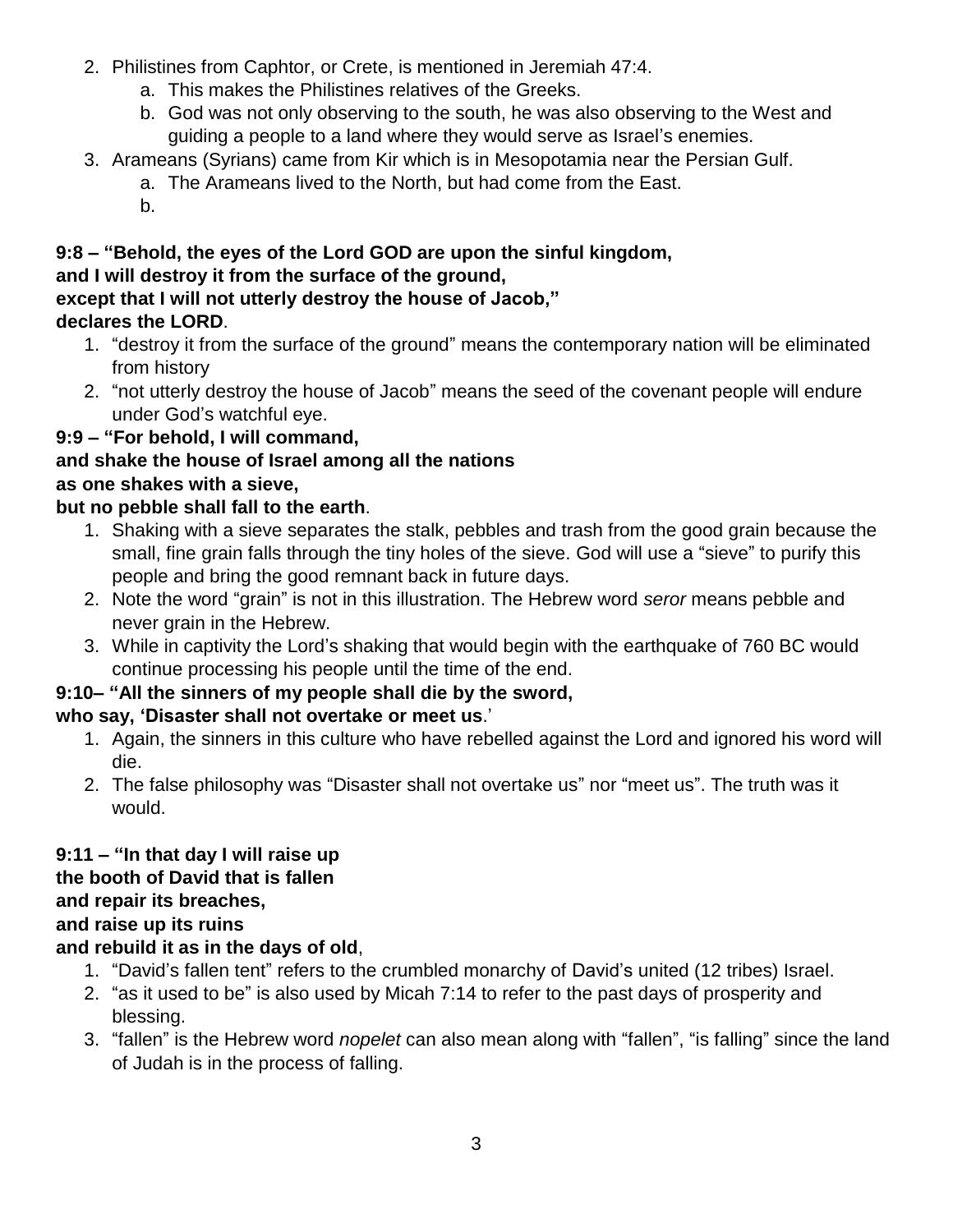2. Philistines from Caphtor, or Crete, is mentioned in Jeremiah 47:4.
    a. This makes the Philistines relatives of the Greeks.
    b. God was not only observing to the south, he was also observing to the West and guiding a people to a land where they would serve as Israel's enemies.
3. Arameans (Syrians) came from Kir which is in Mesopotamia near the Persian Gulf.
    a. The Arameans lived to the North, but had come from the East.
    b.

**9:8 – "Behold, the eyes of the Lord GOD are upon the sinful kingdom,**
**and I will destroy it from the surface of the ground,**
**except that I will not utterly destroy the house of Jacob,"**
**declares the LORD**.

1. "destroy it from the surface of the ground" means the contemporary nation will be eliminated from history
2. "not utterly destroy the house of Jacob" means the seed of the covenant people will endure under God's watchful eye.

**9:9 – "For behold, I will command,**
**and shake the house of Israel among all the nations**
**as one shakes with a sieve,**
**but no pebble shall fall to the earth**.

1. Shaking with a sieve separates the stalk, pebbles and trash from the good grain because the small, fine grain falls through the tiny holes of the sieve. God will use a "sieve" to purify this people and bring the good remnant back in future days.
2. Note the word "grain" is not in this illustration. The Hebrew word *seror* means pebble and never grain in the Hebrew.
3. While in captivity the Lord's shaking that would begin with the earthquake of 760 BC would continue processing his people until the time of the end.

**9:10– "All the sinners of my people shall die by the sword,**
**who say, 'Disaster shall not overtake or meet us**.'

1. Again, the sinners in this culture who have rebelled against the Lord and ignored his word will die.
2. The false philosophy was "Disaster shall not overtake us" nor "meet us". The truth was it would.

**9:11 – "In that day I will raise up**
**the booth of David that is fallen**
**and repair its breaches,**
**and raise up its ruins**
**and rebuild it as in the days of old**,

1. "David's fallen tent" refers to the crumbled monarchy of David's united (12 tribes) Israel.
2. "as it used to be" is also used by Micah 7:14 to refer to the past days of prosperity and blessing.
3. "fallen" is the Hebrew word *nopelet* can also mean along with "fallen", "is falling" since the land of Judah is in the process of falling.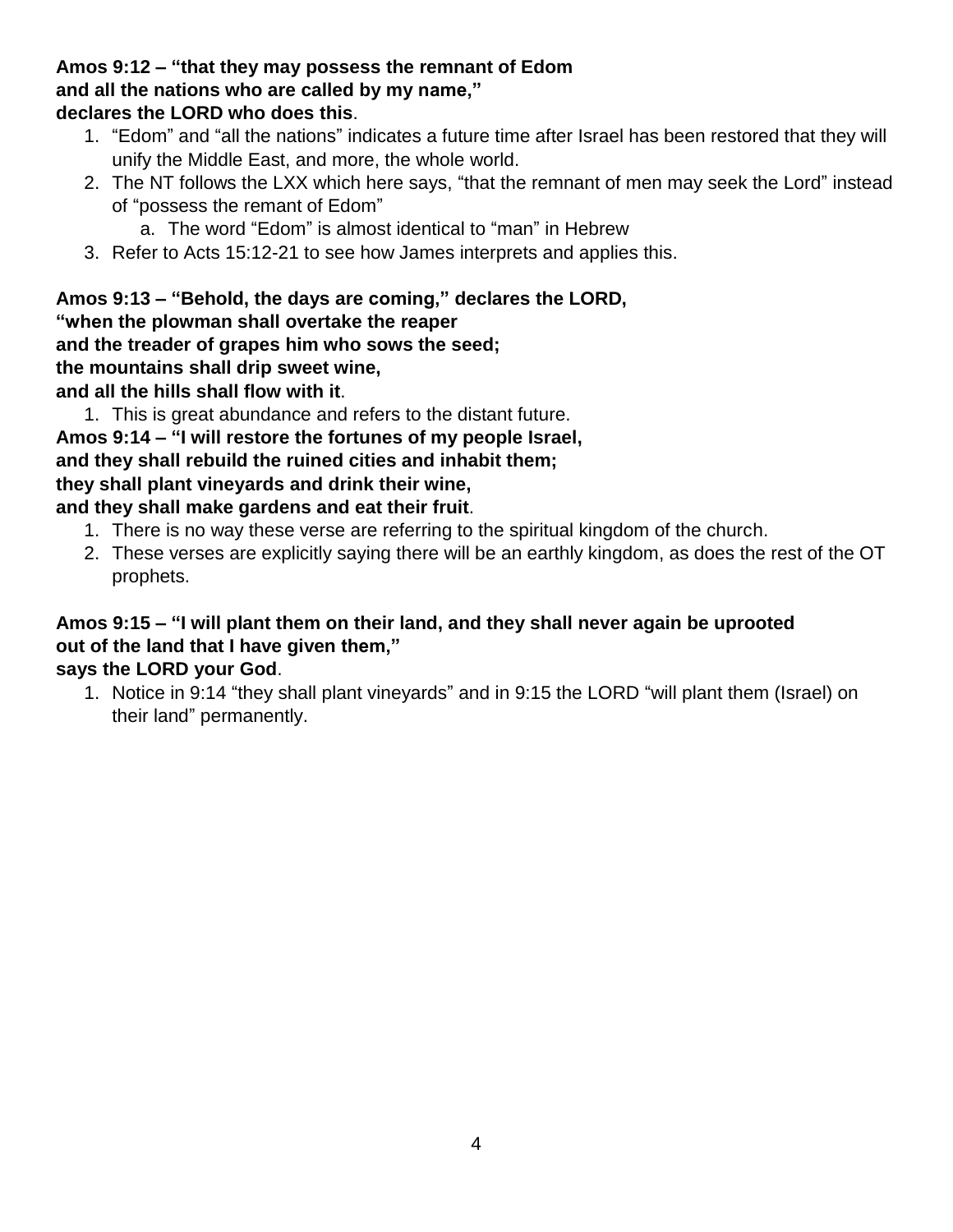**Amos 9:12 – "that they may possess the remnant of Edom
and all the nations who are called by my name,"
declares the LORD who does this**.

1. "Edom" and "all the nations" indicates a future time after Israel has been restored that they will unify the Middle East, and more, the whole world.
2. The NT follows the LXX which here says, "that the remnant of men may seek the Lord" instead of "possess the remant of Edom"
    a. The word "Edom" is almost identical to "man" in Hebrew
3. Refer to Acts 15:12-21 to see how James interprets and applies this.

**Amos 9:13 – "Behold, the days are coming," declares the LORD,
"when the plowman shall overtake the reaper
and the treader of grapes him who sows the seed;
the mountains shall drip sweet wine,
and all the hills shall flow with it**.

1. This is great abundance and refers to the distant future.

**Amos 9:14 – "I will restore the fortunes of my people Israel,
and they shall rebuild the ruined cities and inhabit them;
they shall plant vineyards and drink their wine,
and they shall make gardens and eat their fruit**.

1. There is no way these verse are referring to the spiritual kingdom of the church.
2. These verses are explicitly saying there will be an earthly kingdom, as does the rest of the OT prophets.

**Amos 9:15 – "I will plant them on their land, and they shall never again be uprooted
out of the land that I have given them,"
says the LORD your God**.

1. Notice in 9:14 "they shall plant vineyards" and in 9:15 the LORD "will plant them (Israel) on their land" permanently.